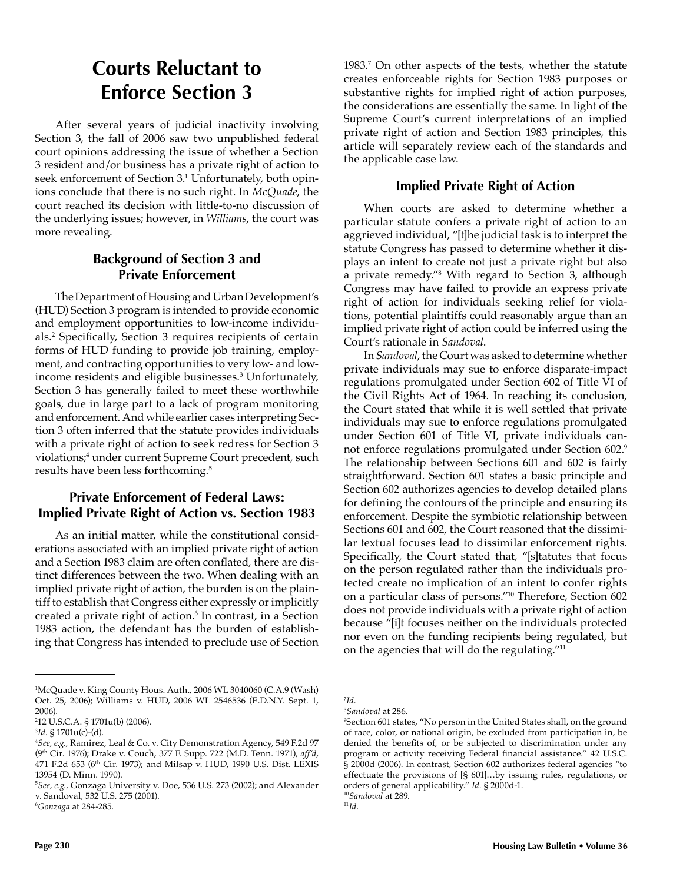# Courts Reluctant to Enforce Section 3

After several years of judicial inactivity involving Section 3, the fall of 2006 saw two unpublished federal court opinions addressing the issue of whether a Section 3 resident and/or business has a private right of action to seek enforcement of Section 3.[1] Unfortunately, both opinions conclude that there is no such right. In *McQuade*, the court reached its decision with little-to-no discussion of the underlying issues; however, in *Williams*, the court was more revealing.

## Background of Section 3 and Private Enforcement

The Department of Housing and Urban Development's (HUD) Section 3 program is intended to provide economic and employment opportunities to low-income individuals.[2] Specifically, Section 3 requires recipients of certain forms of HUD funding to provide job training, employment, and contracting opportunities to very low- and low-income residents and eligible businesses.[3] Unfortunately, Section 3 has generally failed to meet these worthwhile goals, due in large part to a lack of program monitoring and enforcement. And while earlier cases interpreting Section 3 often inferred that the statute provides individuals with a private right of action to seek redress for Section 3 violations;[4] under current Supreme Court precedent, such results have been less forthcoming.[5]

## Private Enforcement of Federal Laws: Implied Private Right of Action vs. Section 1983

As an initial matter, while the constitutional considerations associated with an implied private right of action and a Section 1983 claim are often conflated, there are distinct differences between the two. When dealing with an implied private right of action, the burden is on the plaintiff to establish that Congress either expressly or implicitly created a private right of action.[6] In contrast, in a Section 1983 action, the defendant has the burden of establishing that Congress has intended to preclude use of Section 1983.[7] On other aspects of the tests, whether the statute creates enforceable rights for Section 1983 purposes or substantive rights for implied right of action purposes, the considerations are essentially the same. In light of the Supreme Court's current interpretations of an implied private right of action and Section 1983 principles, this article will separately review each of the standards and the applicable case law.

## Implied Private Right of Action

When courts are asked to determine whether a particular statute confers a private right of action to an aggrieved individual, "[t]he judicial task is to interpret the statute Congress has passed to determine whether it displays an intent to create not just a private right but also a private remedy."[8] With regard to Section 3, although Congress may have failed to provide an express private right of action for individuals seeking relief for violations, potential plaintiffs could reasonably argue than an implied private right of action could be inferred using the Court's rationale in *Sandoval*.

In *Sandoval*, the Court was asked to determine whether private individuals may sue to enforce disparate-impact regulations promulgated under Section 602 of Title VI of the Civil Rights Act of 1964. In reaching its conclusion, the Court stated that while it is well settled that private individuals may sue to enforce regulations promulgated under Section 601 of Title VI, private individuals cannot enforce regulations promulgated under Section 602.[9] The relationship between Sections 601 and 602 is fairly straightforward. Section 601 states a basic principle and Section 602 authorizes agencies to develop detailed plans for defining the contours of the principle and ensuring its enforcement. Despite the symbiotic relationship between Sections 601 and 602, the Court reasoned that the dissimilar textual focuses lead to dissimilar enforcement rights. Specifically, the Court stated that, "[s]tatutes that focus on the person regulated rather than the individuals protected create no implication of an intent to confer rights on a particular class of persons."[10] Therefore, Section 602 does not provide individuals with a private right of action because "[i]t focuses neither on the individuals protected nor even on the funding recipients being regulated, but on the agencies that will do the regulating."[11]

---

[1] McQuade v. King County Hous. Auth., 2006 WL 3040060 (C.A.9 (Wash) Oct. 25, 2006); Williams v. HUD, 2006 WL 2546536 (E.D.N.Y. Sept. 1, 2006).

[2] 12 U.S.C.A. § 1701u(b) (2006).

[3] *Id.* § 1701u(c)-(d).

[4] *See, e.g.,* Ramirez, Leal & Co. v. City Demonstration Agency, 549 F.2d 97 (9th Cir. 1976); Drake v. Couch, 377 F. Supp. 722 (M.D. Tenn. 1971), *aff'd*, 471 F.2d 653 (6th Cir. 1973); and Milsap v. HUD, 1990 U.S. Dist. LEXIS 13954 (D. Minn. 1990).

[5] *See, e.g.,* Gonzaga University v. Doe, 536 U.S. 273 (2002); and Alexander v. Sandoval, 532 U.S. 275 (2001).

[6] *Gonzaga* at 284-285.

[7] *Id*.

[8] *Sandoval* at 286.

[9] Section 601 states, "No person in the United States shall, on the ground of race, color, or national origin, be excluded from participation in, be denied the benefits of, or be subjected to discrimination under any program or activity receiving Federal financial assistance." 42 U.S.C. § 2000d (2006). In contrast, Section 602 authorizes federal agencies "to effectuate the provisions of [§ 601]…by issuing rules, regulations, or orders of general applicability." *Id.* § 2000d-1.

[10] *Sandoval* at 289.

[11] *Id*.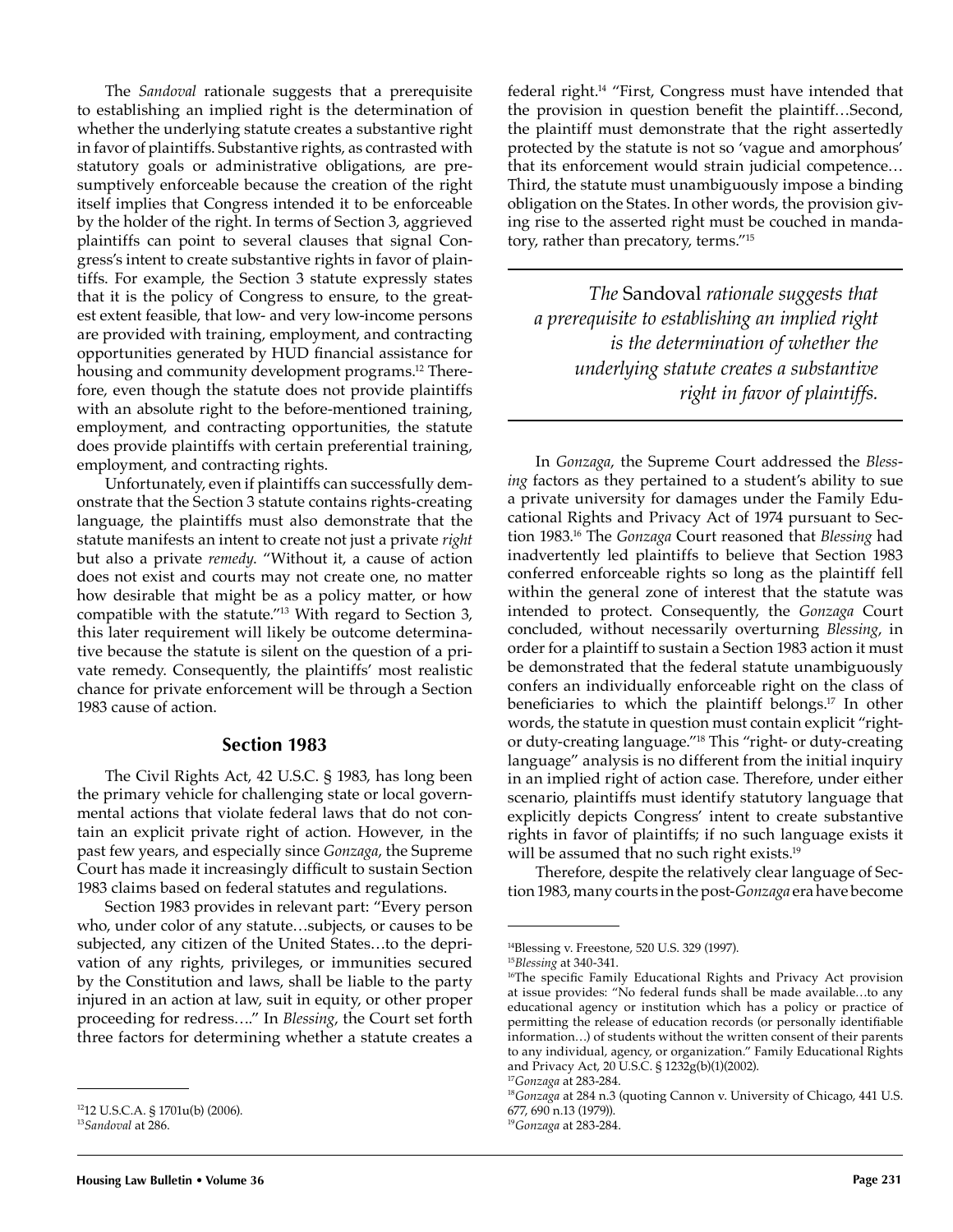The *Sandoval* rationale suggests that a prerequisite to establishing an implied right is the determination of whether the underlying statute creates a substantive right in favor of plaintiffs. Substantive rights, as contrasted with statutory goals or administrative obligations, are presumptively enforceable because the creation of the right itself implies that Congress intended it to be enforceable by the holder of the right. In terms of Section 3, aggrieved plaintiffs can point to several clauses that signal Congress's intent to create substantive rights in favor of plaintiffs. For example, the Section 3 statute expressly states that it is the policy of Congress to ensure, to the greatest extent feasible, that low- and very low-income persons are provided with training, employment, and contracting opportunities generated by HUD financial assistance for housing and community development programs.[12] Therefore, even though the statute does not provide plaintiffs with an absolute right to the before-mentioned training, employment, and contracting opportunities, the statute does provide plaintiffs with certain preferential training, employment, and contracting rights.

Unfortunately, even if plaintiffs can successfully demonstrate that the Section 3 statute contains rights-creating language, the plaintiffs must also demonstrate that the statute manifests an intent to create not just a private *right* but also a private *remedy*. "Without it, a cause of action does not exist and courts may not create one, no matter how desirable that might be as a policy matter, or how compatible with the statute."[13] With regard to Section 3, this later requirement will likely be outcome determinative because the statute is silent on the question of a private remedy. Consequently, the plaintiffs' most realistic chance for private enforcement will be through a Section 1983 cause of action.

## Section 1983

The Civil Rights Act, 42 U.S.C. § 1983, has long been the primary vehicle for challenging state or local governmental actions that violate federal laws that do not contain an explicit private right of action. However, in the past few years, and especially since *Gonzaga*, the Supreme Court has made it increasingly difficult to sustain Section 1983 claims based on federal statutes and regulations.

Section 1983 provides in relevant part: "Every person who, under color of any statute…subjects, or causes to be subjected, any citizen of the United States…to the deprivation of any rights, privileges, or immunities secured by the Constitution and laws, shall be liable to the party injured in an action at law, suit in equity, or other proper proceeding for redress…." In *Blessing*, the Court set forth three factors for determining whether a statute creates a federal right.[14] "First, Congress must have intended that the provision in question benefit the plaintiff…Second, the plaintiff must demonstrate that the right assertedly protected by the statute is not so 'vague and amorphous' that its enforcement would strain judicial competence…Third, the statute must unambiguously impose a binding obligation on the States. In other words, the provision giving rise to the asserted right must be couched in mandatory, rather than precatory, terms."[15]

> *The* Sandoval *rationale suggests that a prerequisite to establishing an implied right is the determination of whether the underlying statute creates a substantive right in favor of plaintiffs.*

In *Gonzaga*, the Supreme Court addressed the *Blessing* factors as they pertained to a student's ability to sue a private university for damages under the Family Educational Rights and Privacy Act of 1974 pursuant to Section 1983.[16] The *Gonzaga* Court reasoned that *Blessing* had inadvertently led plaintiffs to believe that Section 1983 conferred enforceable rights so long as the plaintiff fell within the general zone of interest that the statute was intended to protect. Consequently, the *Gonzaga* Court concluded, without necessarily overturning *Blessing*, in order for a plaintiff to sustain a Section 1983 action it must be demonstrated that the federal statute unambiguously confers an individually enforceable right on the class of beneficiaries to which the plaintiff belongs.[17] In other words, the statute in question must contain explicit "right- or duty-creating language."[18] This "right- or duty-creating language" analysis is no different from the initial inquiry in an implied right of action case. Therefore, under either scenario, plaintiffs must identify statutory language that explicitly depicts Congress' intent to create substantive rights in favor of plaintiffs; if no such language exists it will be assumed that no such right exists.[19]

Therefore, despite the relatively clear language of Section 1983, many courts in the post-*Gonzaga* era have become

---

[12] 12 U.S.C.A. § 1701u(b) (2006).

[13] *Sandoval* at 286.

[14] Blessing v. Freestone, 520 U.S. 329 (1997).

[15] *Blessing* at 340-341.

[16] The specific Family Educational Rights and Privacy Act provision at issue provides: "No federal funds shall be made available…to any educational agency or institution which has a policy or practice of permitting the release of education records (or personally identifiable information…) of students without the written consent of their parents to any individual, agency, or organization." Family Educational Rights and Privacy Act, 20 U.S.C. § 1232g(b)(1)(2002).

[17] *Gonzaga* at 283-284.

[18] *Gonzaga* at 284 n.3 (quoting Cannon v. University of Chicago, 441 U.S. 677, 690 n.13 (1979)).

[19] *Gonzaga* at 283-284.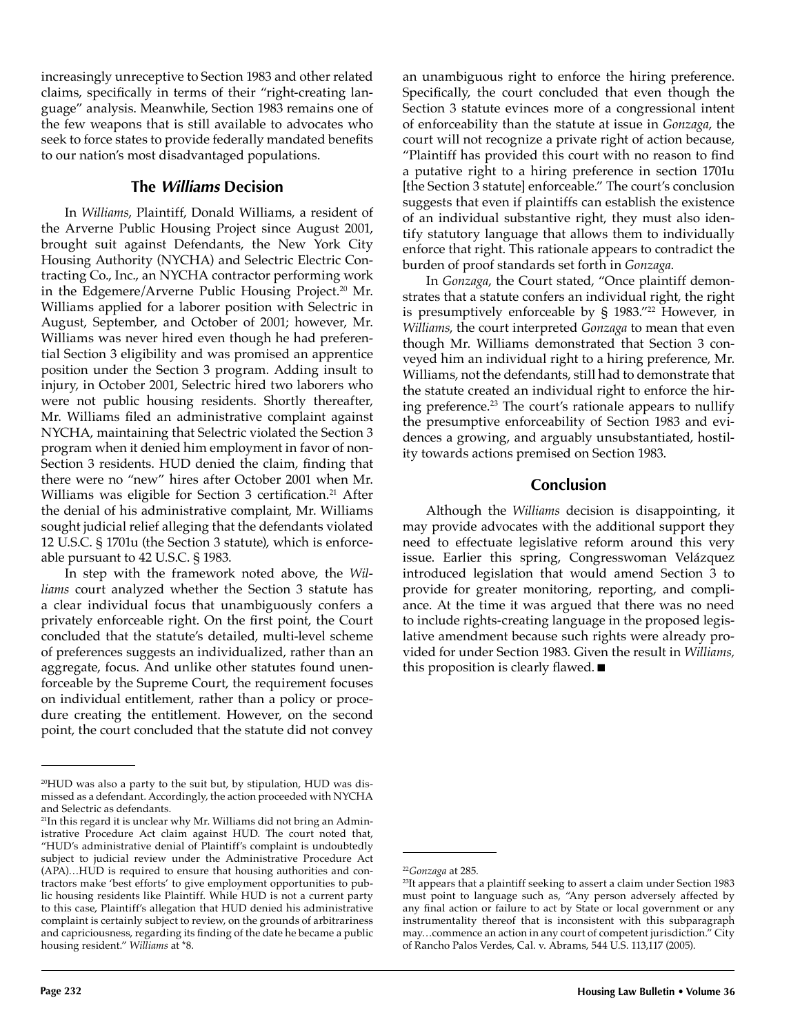increasingly unreceptive to Section 1983 and other related claims, specifically in terms of their "right-creating language" analysis. Meanwhile, Section 1983 remains one of the few weapons that is still available to advocates who seek to force states to provide federally mandated benefits to our nation's most disadvantaged populations.

## The *Williams* Decision

In *Williams*, Plaintiff, Donald Williams, a resident of the Arverne Public Housing Project since August 2001, brought suit against Defendants, the New York City Housing Authority (NYCHA) and Selectric Electric Contracting Co., Inc., an NYCHA contractor performing work in the Edgemere/Arverne Public Housing Project.[20] Mr. Williams applied for a laborer position with Selectric in August, September, and October of 2001; however, Mr. Williams was never hired even though he had preferential Section 3 eligibility and was promised an apprentice position under the Section 3 program. Adding insult to injury, in October 2001, Selectric hired two laborers who were not public housing residents. Shortly thereafter, Mr. Williams filed an administrative complaint against NYCHA, maintaining that Selectric violated the Section 3 program when it denied him employment in favor of non-Section 3 residents. HUD denied the claim, finding that there were no "new" hires after October 2001 when Mr. Williams was eligible for Section 3 certification.[21] After the denial of his administrative complaint, Mr. Williams sought judicial relief alleging that the defendants violated 12 U.S.C. § 1701u (the Section 3 statute), which is enforceable pursuant to 42 U.S.C. § 1983.

In step with the framework noted above, the *Williams* court analyzed whether the Section 3 statute has a clear individual focus that unambiguously confers a privately enforceable right. On the first point, the Court concluded that the statute's detailed, multi-level scheme of preferences suggests an individualized, rather than an aggregate, focus. And unlike other statutes found unenforceable by the Supreme Court, the requirement focuses on individual entitlement, rather than a policy or procedure creating the entitlement. However, on the second point, the court concluded that the statute did not convey an unambiguous right to enforce the hiring preference. Specifically, the court concluded that even though the Section 3 statute evinces more of a congressional intent of enforceability than the statute at issue in *Gonzaga*, the court will not recognize a private right of action because, "Plaintiff has provided this court with no reason to find a putative right to a hiring preference in section 1701u [the Section 3 statute] enforceable." The court's conclusion suggests that even if plaintiffs can establish the existence of an individual substantive right, they must also identify statutory language that allows them to individually enforce that right. This rationale appears to contradict the burden of proof standards set forth in *Gonzaga*.

In *Gonzaga*, the Court stated, "Once plaintiff demonstrates that a statute confers an individual right, the right is presumptively enforceable by § 1983."[22] However, in *Williams*, the court interpreted *Gonzaga* to mean that even though Mr. Williams demonstrated that Section 3 conveyed him an individual right to a hiring preference, Mr. Williams, not the defendants, still had to demonstrate that the statute created an individual right to enforce the hiring preference.[23] The court's rationale appears to nullify the presumptive enforceability of Section 1983 and evidences a growing, and arguably unsubstantiated, hostility towards actions premised on Section 1983.

## Conclusion

Although the *Williams* decision is disappointing, it may provide advocates with the additional support they need to effectuate legislative reform around this very issue. Earlier this spring, Congresswoman Velázquez introduced legislation that would amend Section 3 to provide for greater monitoring, reporting, and compliance. At the time it was argued that there was no need to include rights-creating language in the proposed legislative amendment because such rights were already provided for under Section 1983. Given the result in *Williams,* this proposition is clearly flawed. ■

---

[20] HUD was also a party to the suit but, by stipulation, HUD was dismissed as a defendant. Accordingly, the action proceeded with NYCHA and Selectric as defendants.

[21] In this regard it is unclear why Mr. Williams did not bring an Administrative Procedure Act claim against HUD. The court noted that, "HUD's administrative denial of Plaintiff's complaint is undoubtedly subject to judicial review under the Administrative Procedure Act (APA)…HUD is required to ensure that housing authorities and contractors make 'best efforts' to give employment opportunities to public housing residents like Plaintiff. While HUD is not a current party to this case, Plaintiff's allegation that HUD denied his administrative complaint is certainly subject to review, on the grounds of arbitrariness and capriciousness, regarding its finding of the date he became a public housing resident." *Williams* at *8.

[22] *Gonzaga* at 285.

[23] It appears that a plaintiff seeking to assert a claim under Section 1983 must point to language such as, "Any person adversely affected by any final action or failure to act by State or local government or any instrumentality thereof that is inconsistent with this subparagraph may…commence an action in any court of competent jurisdiction." City of Rancho Palos Verdes, Cal. v. Abrams, 544 U.S. 113,117 (2005).